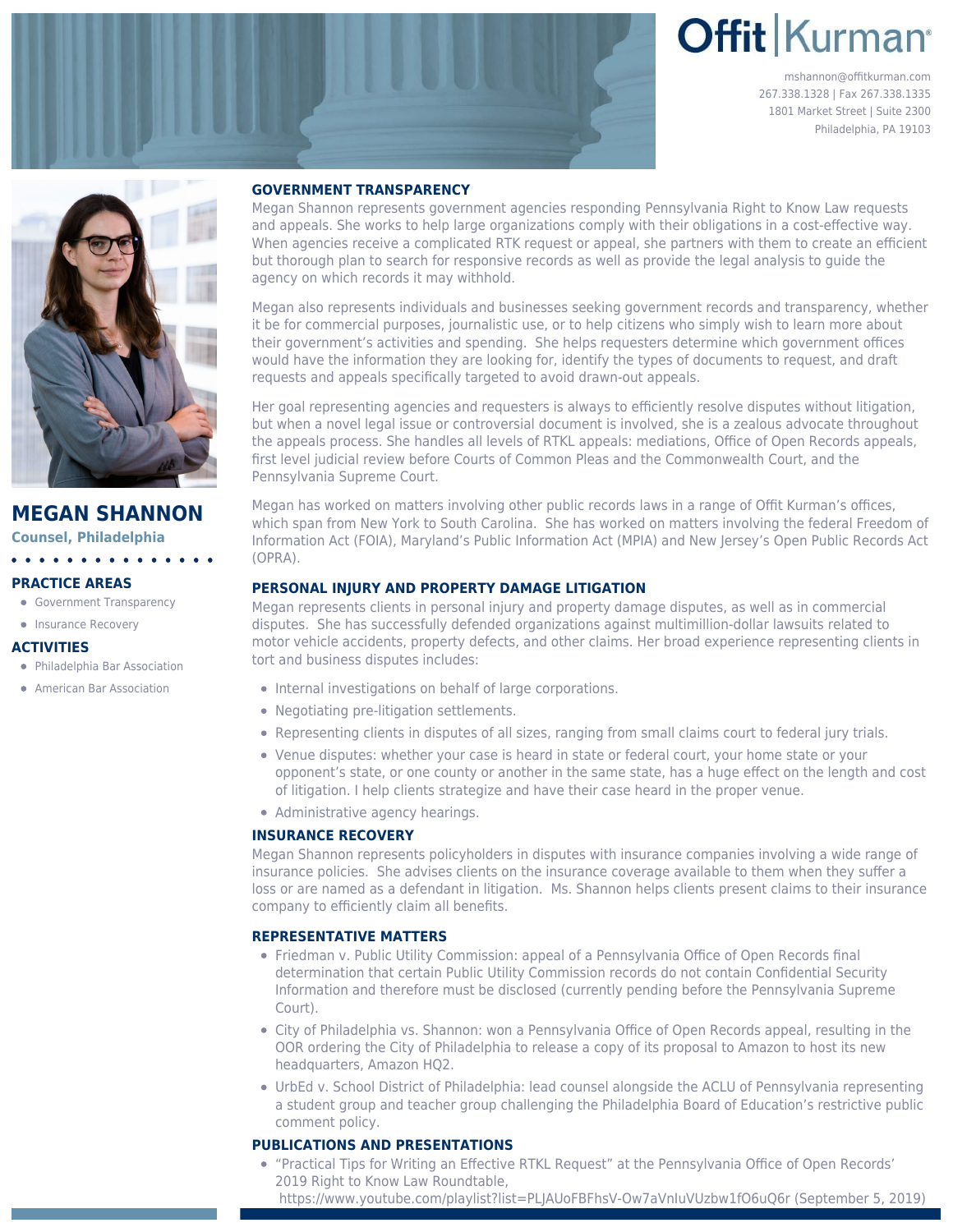# Offit | Kurman

mshannon@offitkurman.com
267.338.1328 | Fax 267.338.1335
1801 Market Street | Suite 2300
Philadelphia, PA 19103

## MEGAN SHANNON

**Counsel, Philadelphia**

### PRACTICE AREAS

- Government Transparency
- Insurance Recovery

### ACTIVITIES

- Philadelphia Bar Association
- American Bar Association

### GOVERNMENT TRANSPARENCY

Megan Shannon represents government agencies responding Pennsylvania Right to Know Law requests and appeals. She works to help large organizations comply with their obligations in a cost-effective way. When agencies receive a complicated RTK request or appeal, she partners with them to create an efficient but thorough plan to search for responsive records as well as provide the legal analysis to guide the agency on which records it may withhold.

Megan also represents individuals and businesses seeking government records and transparency, whether it be for commercial purposes, journalistic use, or to help citizens who simply wish to learn more about their government's activities and spending. She helps requesters determine which government offices would have the information they are looking for, identify the types of documents to request, and draft requests and appeals specifically targeted to avoid drawn-out appeals.

Her goal representing agencies and requesters is always to efficiently resolve disputes without litigation, but when a novel legal issue or controversial document is involved, she is a zealous advocate throughout the appeals process. She handles all levels of RTKL appeals: mediations, Office of Open Records appeals, first level judicial review before Courts of Common Pleas and the Commonwealth Court, and the Pennsylvania Supreme Court.

Megan has worked on matters involving other public records laws in a range of Offit Kurman's offices, which span from New York to South Carolina. She has worked on matters involving the federal Freedom of Information Act (FOIA), Maryland's Public Information Act (MPIA) and New Jersey's Open Public Records Act (OPRA).

### PERSONAL INJURY AND PROPERTY DAMAGE LITIGATION

Megan represents clients in personal injury and property damage disputes, as well as in commercial disputes. She has successfully defended organizations against multimillion-dollar lawsuits related to motor vehicle accidents, property defects, and other claims. Her broad experience representing clients in tort and business disputes includes:

- Internal investigations on behalf of large corporations.
- Negotiating pre-litigation settlements.
- Representing clients in disputes of all sizes, ranging from small claims court to federal jury trials.
- Venue disputes: whether your case is heard in state or federal court, your home state or your opponent's state, or one county or another in the same state, has a huge effect on the length and cost of litigation. I help clients strategize and have their case heard in the proper venue.
- Administrative agency hearings.

### INSURANCE RECOVERY

Megan Shannon represents policyholders in disputes with insurance companies involving a wide range of insurance policies. She advises clients on the insurance coverage available to them when they suffer a loss or are named as a defendant in litigation. Ms. Shannon helps clients present claims to their insurance company to efficiently claim all benefits.

### REPRESENTATIVE MATTERS

- Friedman v. Public Utility Commission: appeal of a Pennsylvania Office of Open Records final determination that certain Public Utility Commission records do not contain Confidential Security Information and therefore must be disclosed (currently pending before the Pennsylvania Supreme Court).
- City of Philadelphia vs. Shannon: won a Pennsylvania Office of Open Records appeal, resulting in the OOR ordering the City of Philadelphia to release a copy of its proposal to Amazon to host its new headquarters, Amazon HQ2.
- UrbEd v. School District of Philadelphia: lead counsel alongside the ACLU of Pennsylvania representing a student group and teacher group challenging the Philadelphia Board of Education's restrictive public comment policy.

### PUBLICATIONS AND PRESENTATIONS

- "Practical Tips for Writing an Effective RTKL Request" at the Pennsylvania Office of Open Records' 2019 Right to Know Law Roundtable, https://www.youtube.com/playlist?list=PLJAUoFBFhsV-Ow7aVnIuVUzbw1fO6uQ6r (September 5, 2019)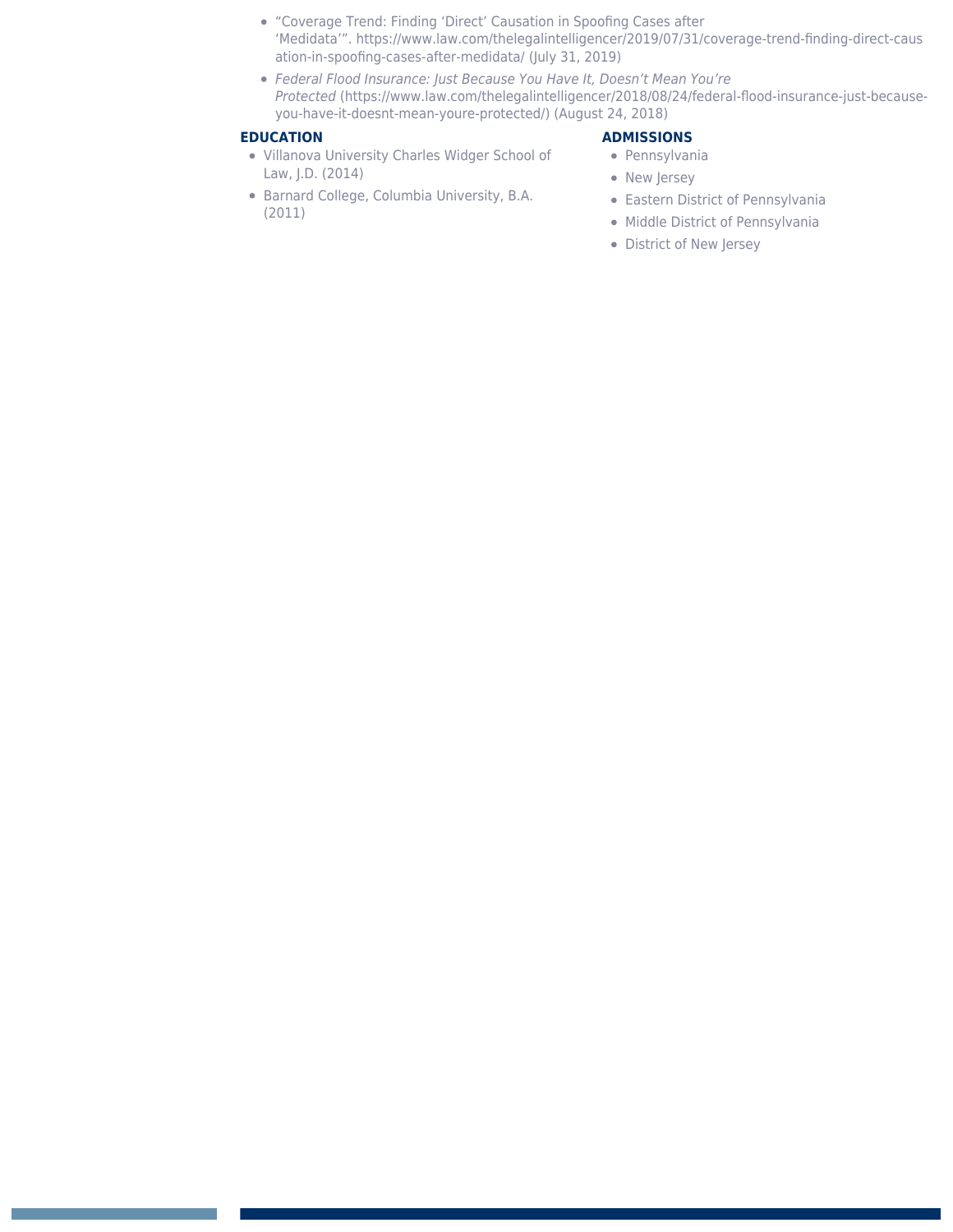- "Coverage Trend: Finding 'Direct' Causation in Spoofing Cases after 'Medidata'". https://www.law.com/thelegalintelligencer/2019/07/31/coverage-trend-finding-direct-causation-in-spoofing-cases-after-medidata/ (July 31, 2019)
- *Federal Flood Insurance: Just Because You Have It, Doesn't Mean You're Protected* (https://www.law.com/thelegalintelligencer/2018/08/24/federal-flood-insurance-just-because-you-have-it-doesnt-mean-youre-protected/) (August 24, 2018)

## EDUCATION

- Villanova University Charles Widger School of Law, J.D. (2014)
- Barnard College, Columbia University, B.A. (2011)

## ADMISSIONS

- Pennsylvania
- New Jersey
- Eastern District of Pennsylvania
- Middle District of Pennsylvania
- District of New Jersey